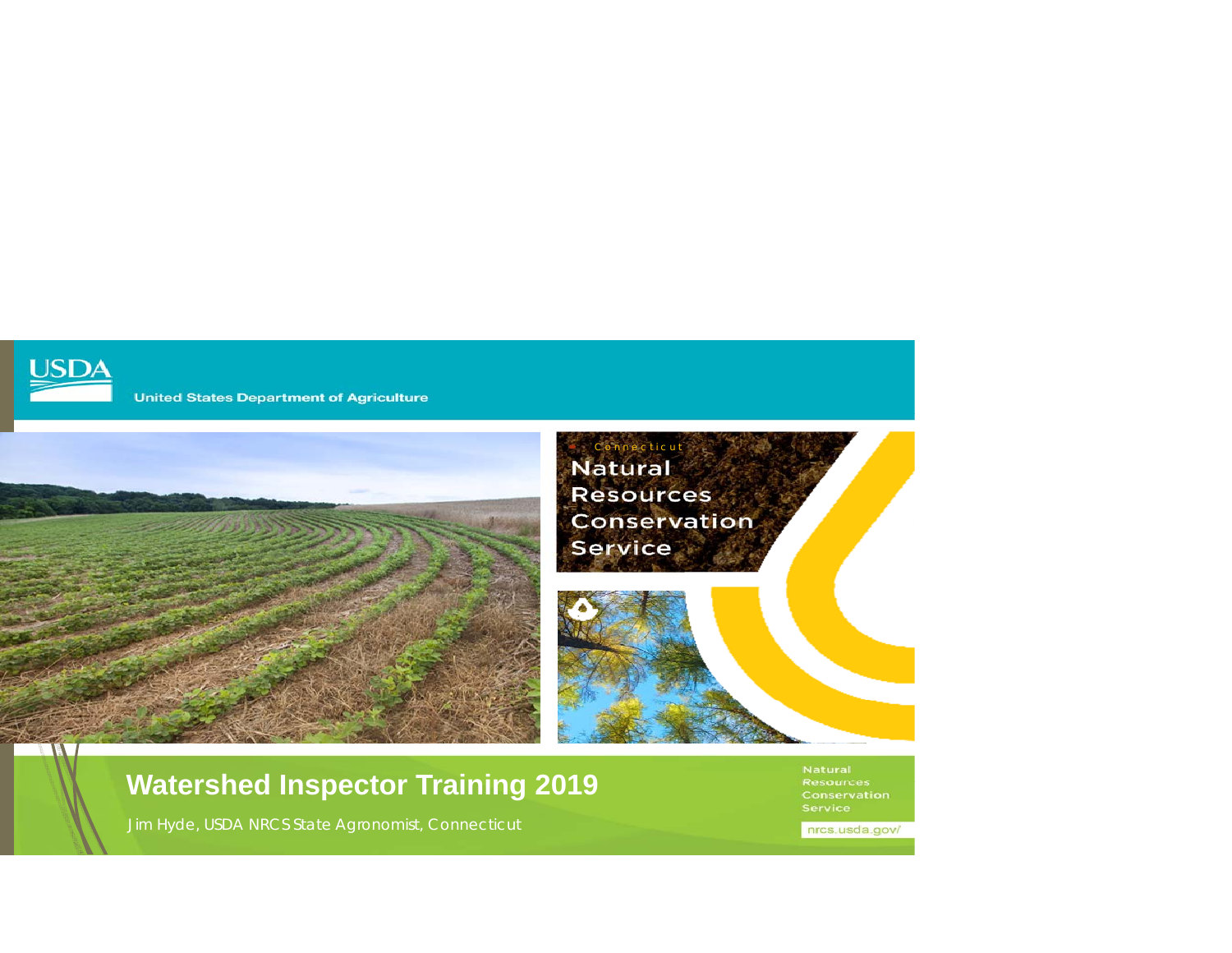USDA

United States Department of Agriculture

Connecticut

Natural Resources Conservation Service

# Watershed Inspector Training 2019

Jim Hyde, USDA NRCS State Agronomist, Connecticut

Natural Resources Conservation Service

nrcs.usda.gov/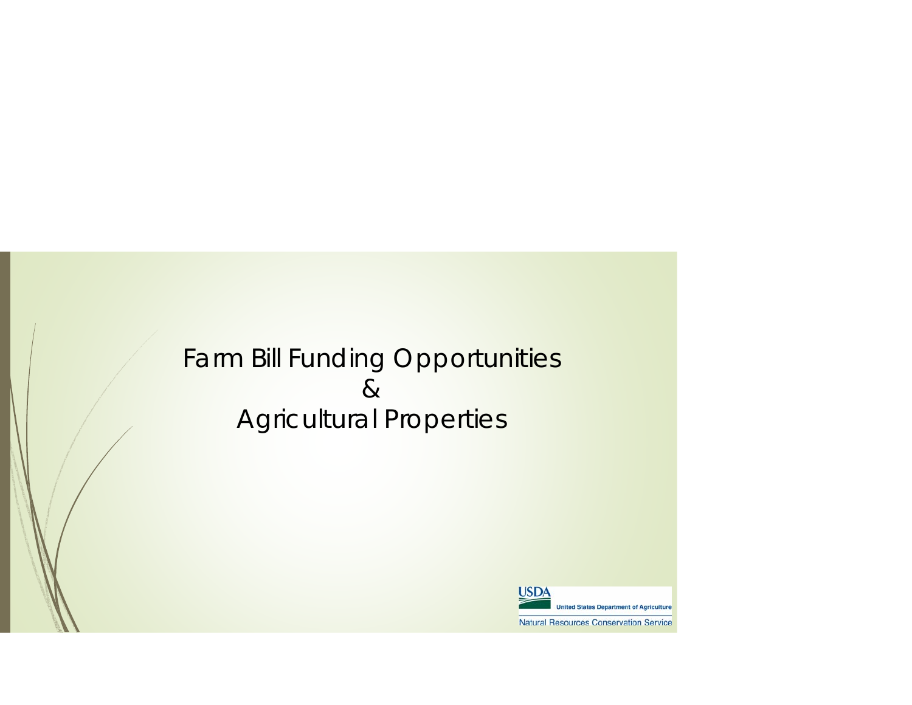# Farm Bill Funding Opportunities & Agricultural Properties

USDA United States Department of Agriculture

Natural Resources Conservation Service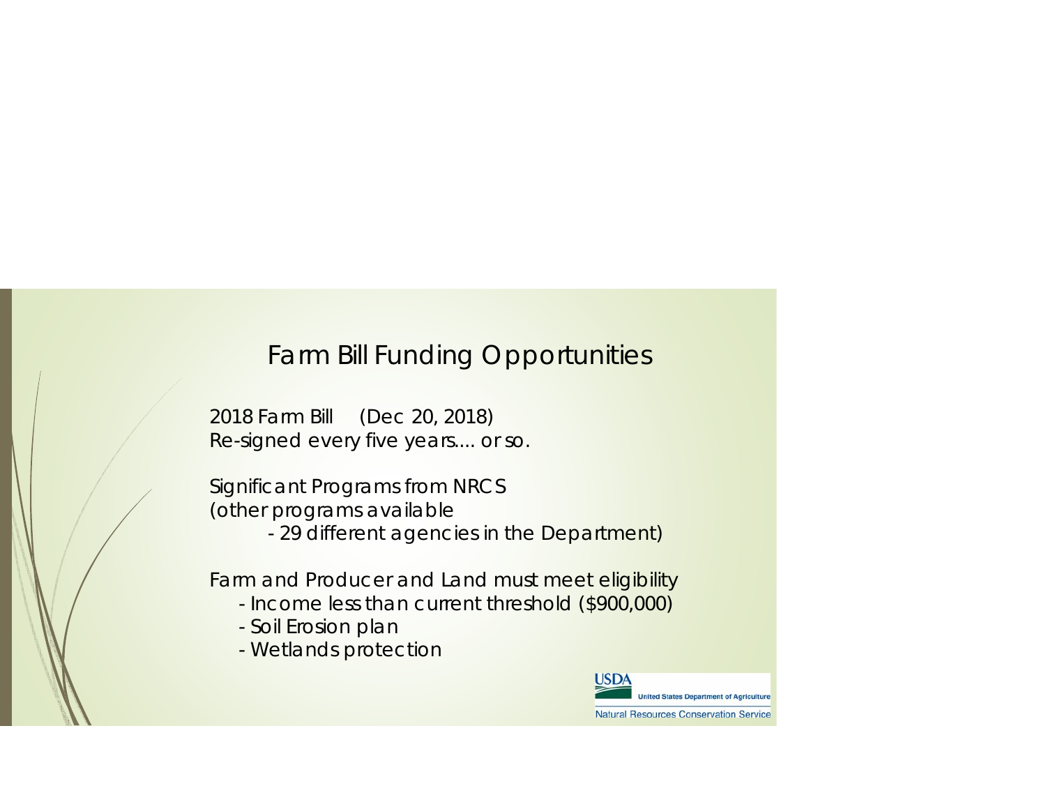# Farm Bill Funding Opportunities

2018 Farm Bill (Dec 20, 2018)
Re-signed every five years.... or so.

Significant Programs from NRCS
(other programs available
- 29 different agencies in the Department)

Farm and Producer and Land must meet eligibility
- Income less than current threshold ($900,000)
- Soil Erosion plan
- Wetlands protection

USDA United States Department of Agriculture
Natural Resources Conservation Service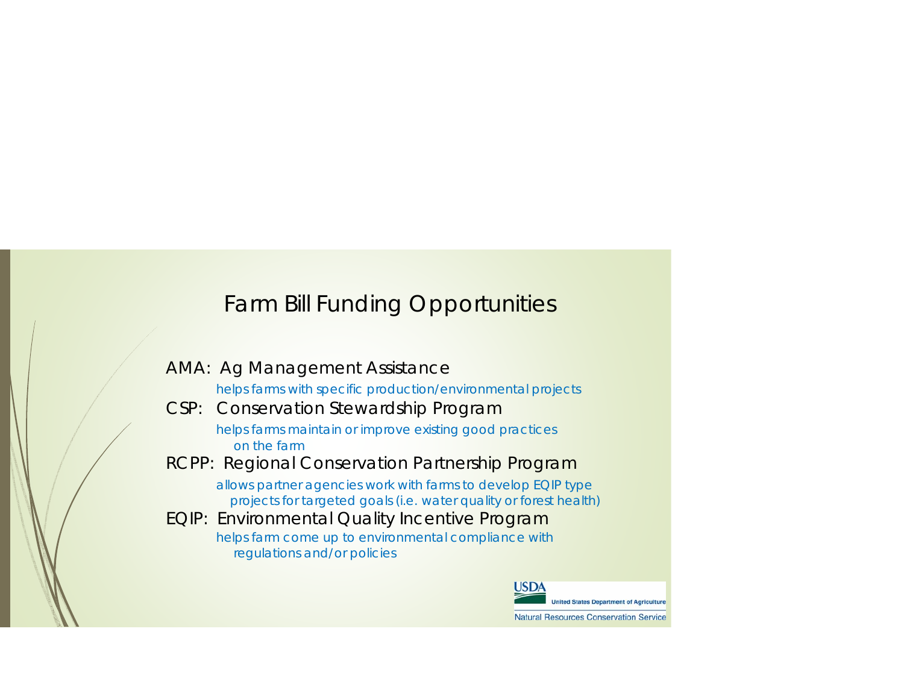# Farm Bill Funding Opportunities

AMA: Ag Management Assistance

helps farms with specific production/environmental projects

CSP: Conservation Stewardship Program

helps farms maintain or improve existing good practices on the farm

RCPP: Regional Conservation Partnership Program

allows partner agencies work with farms to develop EQIP type projects for targeted goals (i.e. water quality or forest health)

EQIP: Environmental Quality Incentive Program

helps farm come up to environmental compliance with regulations and/or policies

USDA United States Department of Agriculture

Natural Resources Conservation Service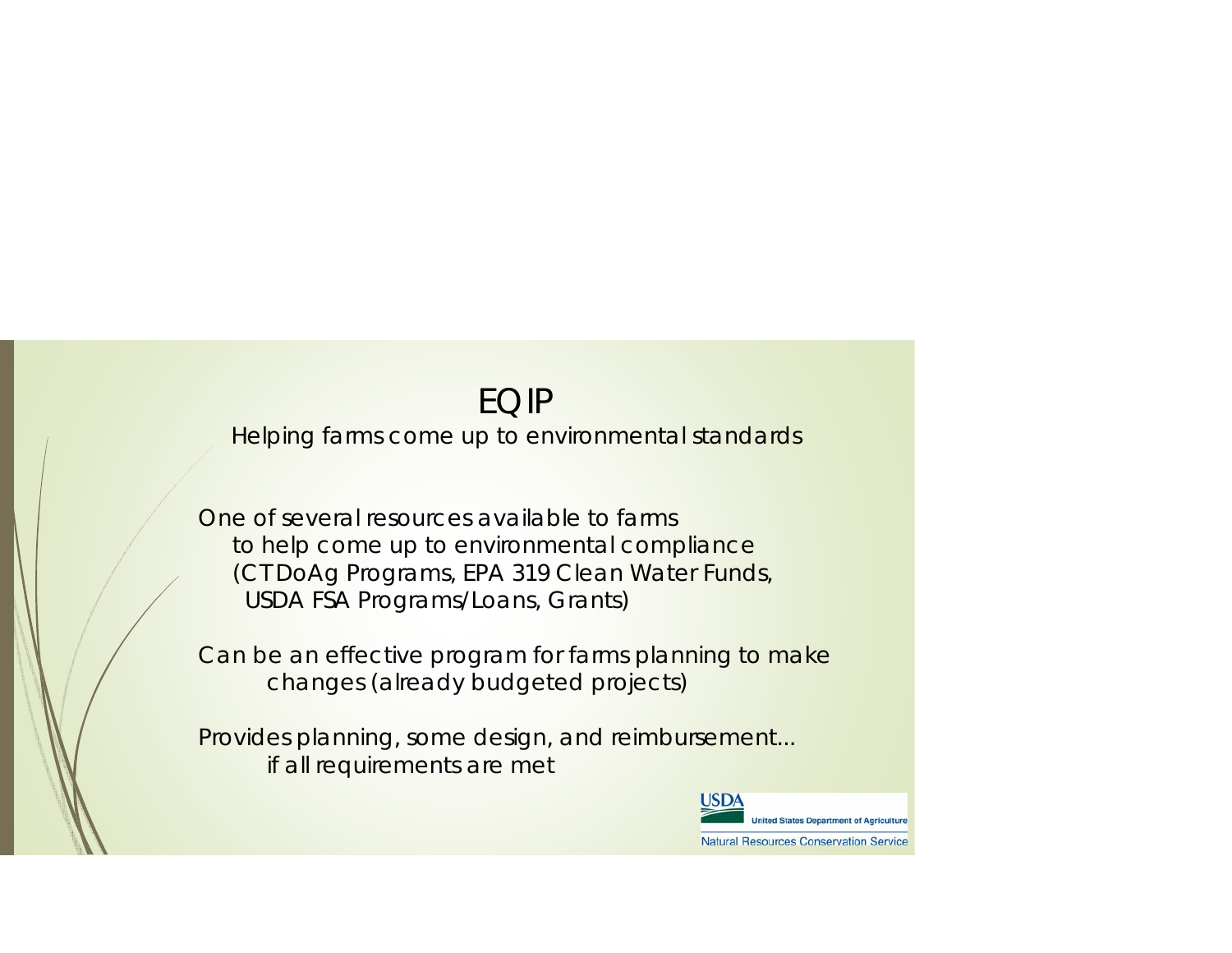# EQIP

Helping farms come up to environmental standards

One of several resources available to farms to help come up to environmental compliance (CTDoAg Programs, EPA 319 Clean Water Funds, USDA FSA Programs/Loans, Grants)

Can be an effective program for farms planning to make changes (already budgeted projects)

Provides planning, some design, and reimbursement… if all requirements are met

USDA United States Department of Agriculture
Natural Resources Conservation Service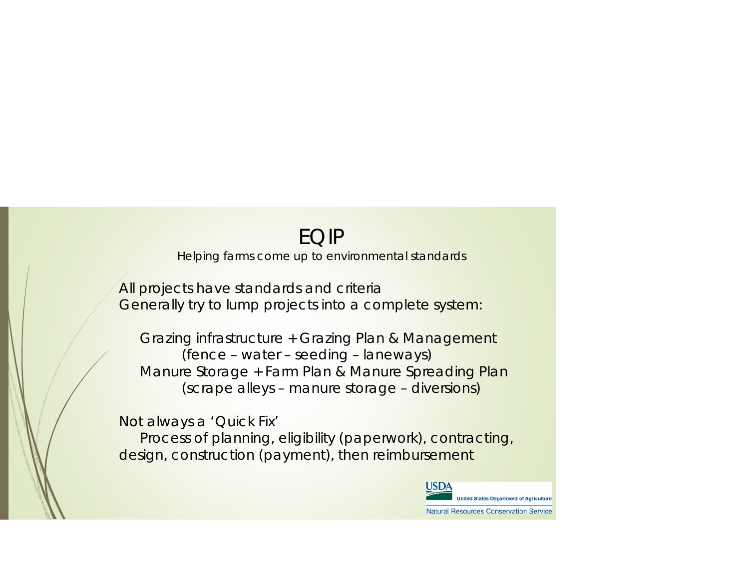# EQIP

Helping farms come up to environmental standards

All projects have standards and criteria
Generally try to lump projects into a complete system:

- Grazing infrastructure + Grazing Plan & Management
  - (fence – water – seeding – laneways)
- Manure Storage + Farm Plan & Manure Spreading Plan
  - (scrape alleys – manure storage – diversions)

Not always a 'Quick Fix'

Process of planning, eligibility (paperwork), contracting, design, construction (payment), then reimbursement

USDA United States Department of Agriculture
Natural Resources Conservation Service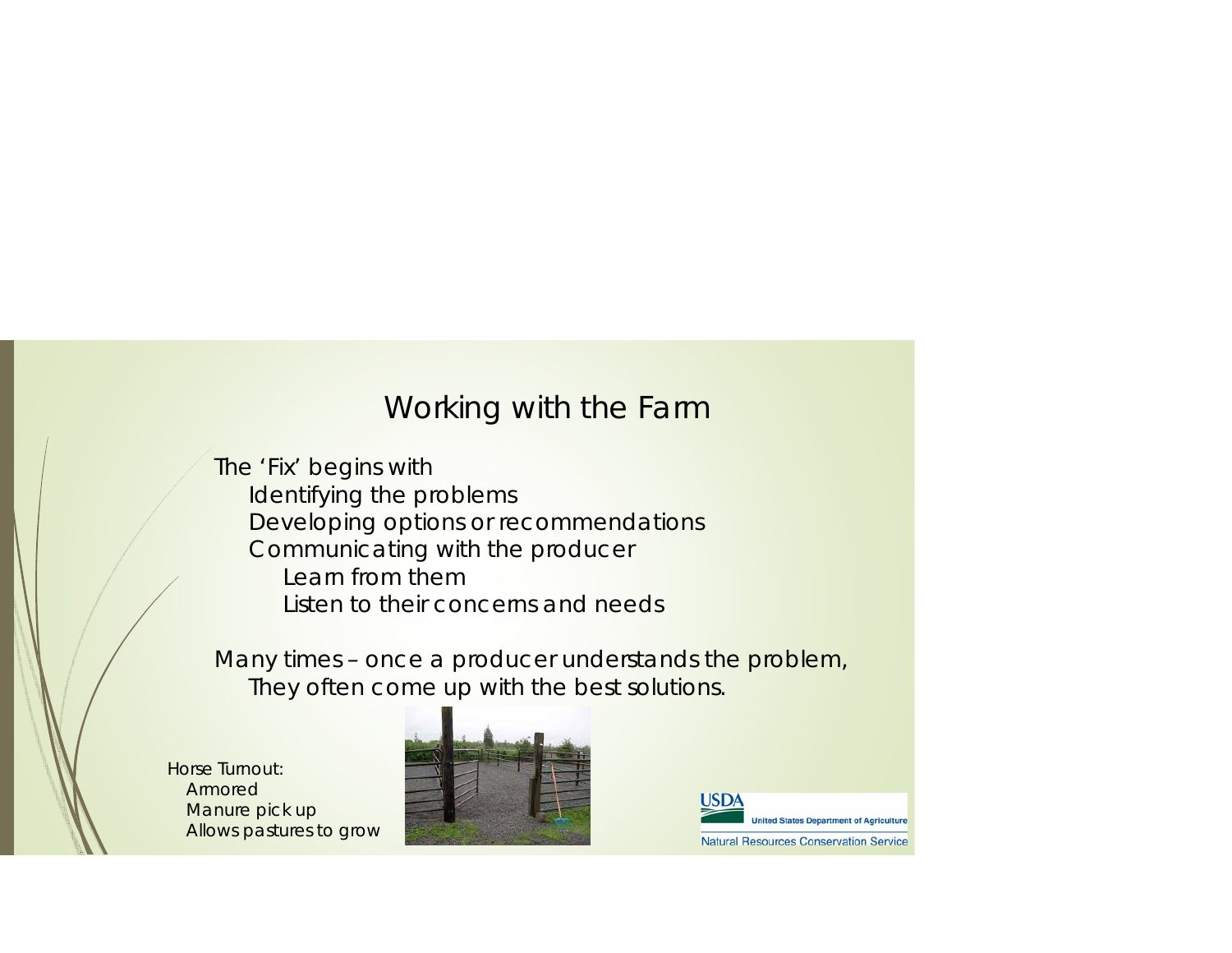# Working with the Farm

The 'Fix' begins with

- Identifying the problems
- Developing options or recommendations
- Communicating with the producer
  - Learn from them
  - Listen to their concerns and needs

Many times – once a producer understands the problem,
They often come up with the best solutions.

Horse Turnout:
- Armored
- Manure pick up
- Allows pastures to grow

USDA United States Department of Agriculture
Natural Resources Conservation Service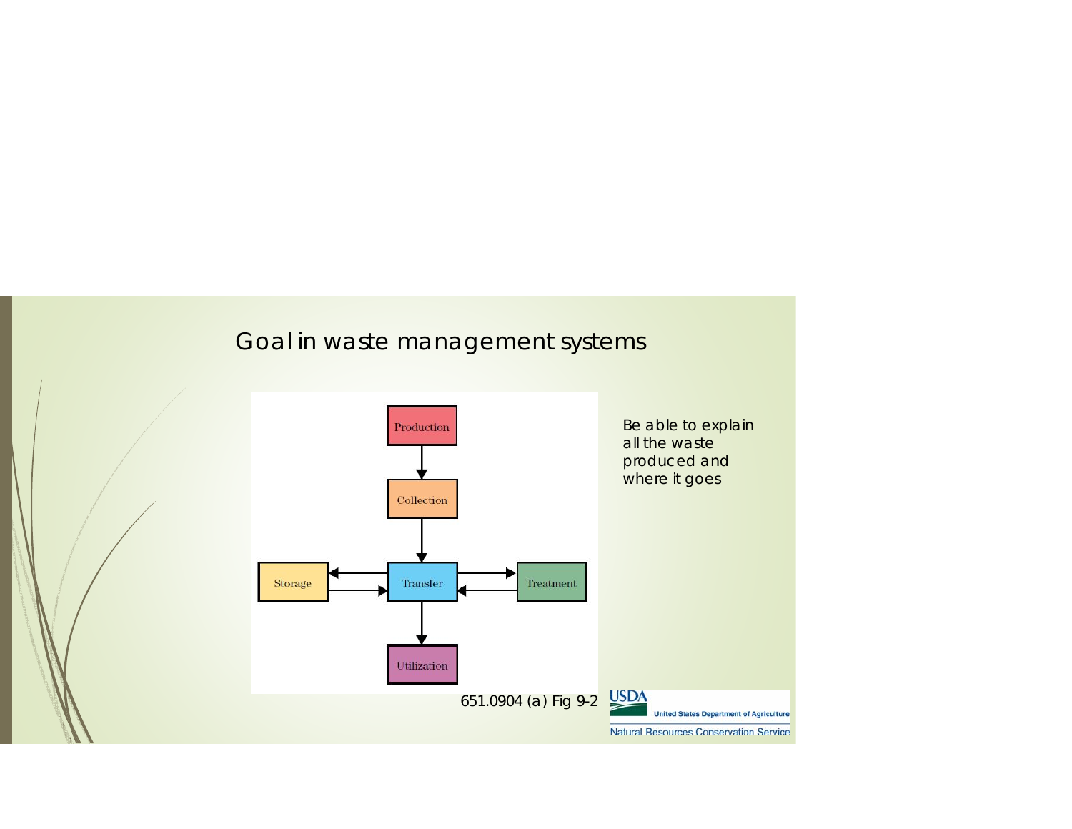# Goal in waste management systems

Production

Collection

Storage

Transfer

Treatment

Utilization

651.0904 (a) Fig 9-2

Be able to explain all the waste produced and where it goes

USDA United States Department of Agriculture

Natural Resources Conservation Service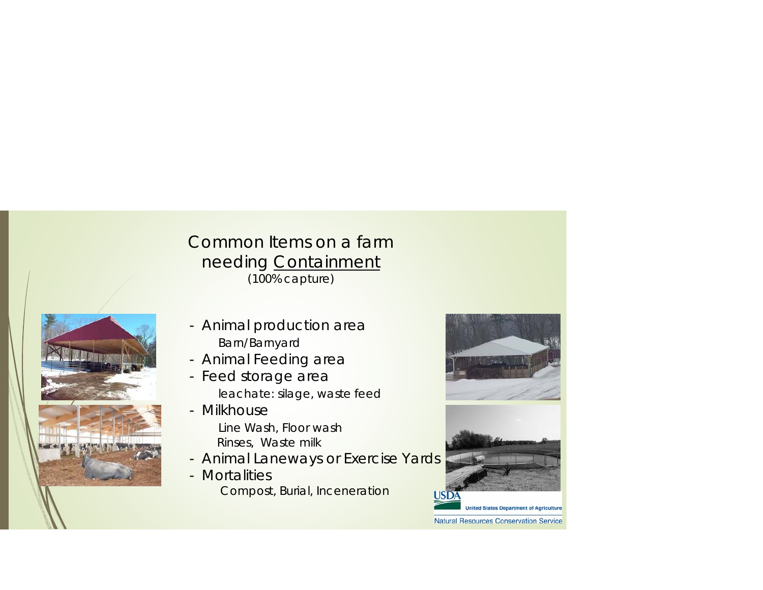# Common Items on a farm needing Containment
(100% capture)

- Animal production area
  - Barn/Barnyard
- Animal Feeding area
- Feed storage area
  - leachate: silage, waste feed
- Milkhouse
  - Line Wash, Floor wash
  - Rinses, Waste milk
- Animal Laneways or Exercise Yards
- Mortalities
  - Compost, Burial, Inceneration

USDA United States Department of Agriculture
Natural Resources Conservation Service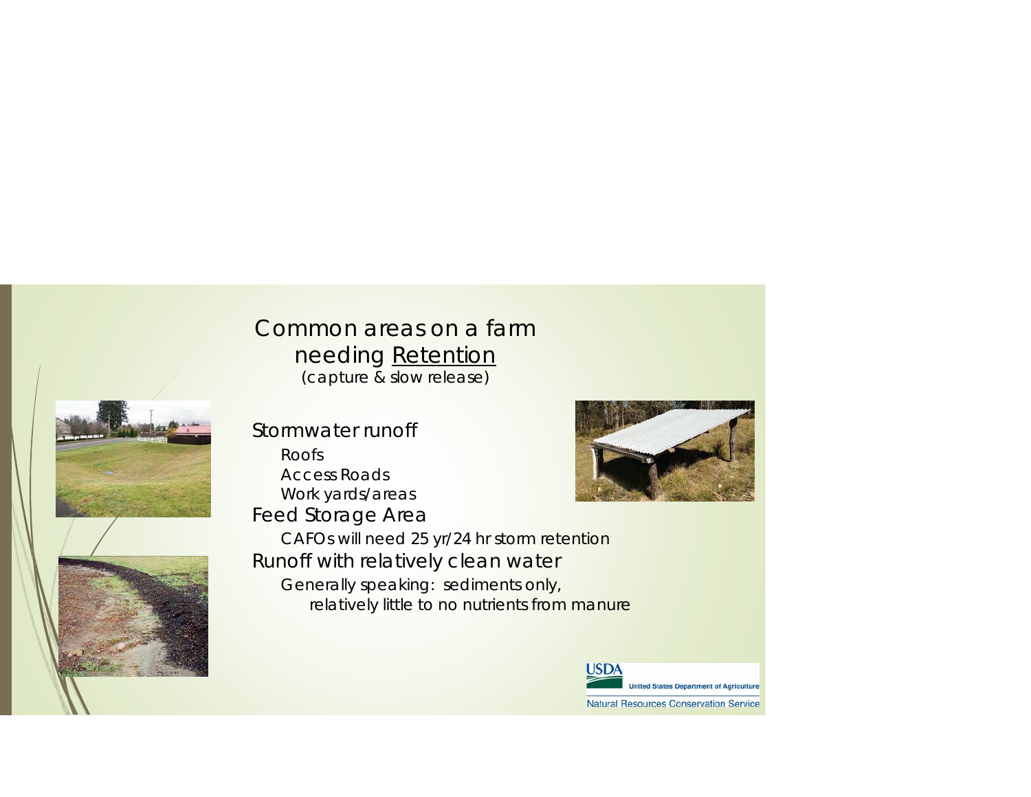# Common areas on a farm needing <u>Retention</u>

(capture & slow release)

- Stormwater runoff
  - Roofs
  - Access Roads
  - Work yards/areas
- Feed Storage Area
  - CAFOs will need 25 yr/24 hr storm retention
- Runoff with relatively clean water
  - Generally speaking: sediments only, relatively little to no nutrients from manure

USDA United States Department of Agriculture
Natural Resources Conservation Service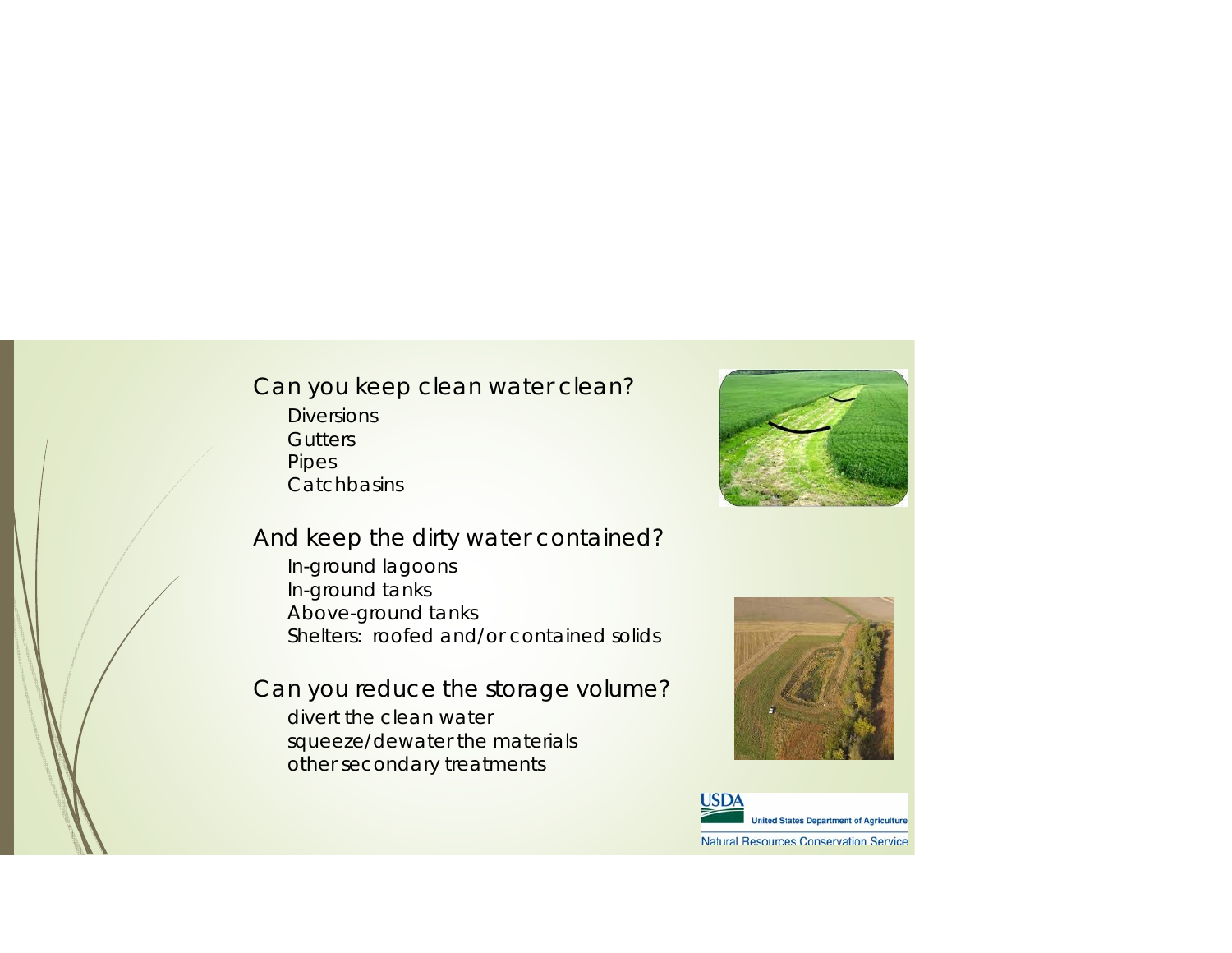Can you keep clean water clean?

- Diversions
- Gutters
- Pipes
- Catchbasins

And keep the dirty water contained?

- In-ground lagoons
- In-ground tanks
- Above-ground tanks
- Shelters: roofed and/or contained solids

Can you reduce the storage volume?

- divert the clean water
- squeeze/dewater the materials
- other secondary treatments

USDA United States Department of Agriculture
Natural Resources Conservation Service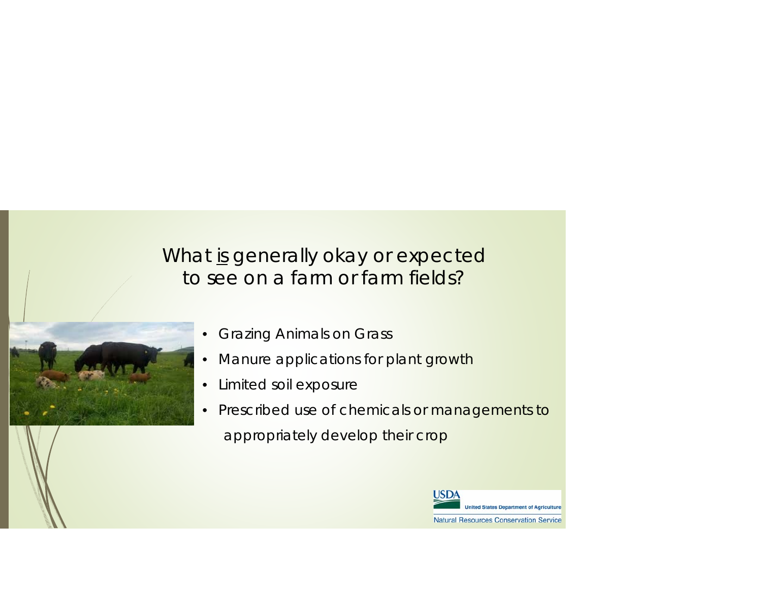## What is generally okay or expected to see on a farm or farm fields?

- Grazing Animals on Grass
- Manure applications for plant growth
- Limited soil exposure
- Prescribed use of chemicals or managements to appropriately develop their crop

USDA United States Department of Agriculture
Natural Resources Conservation Service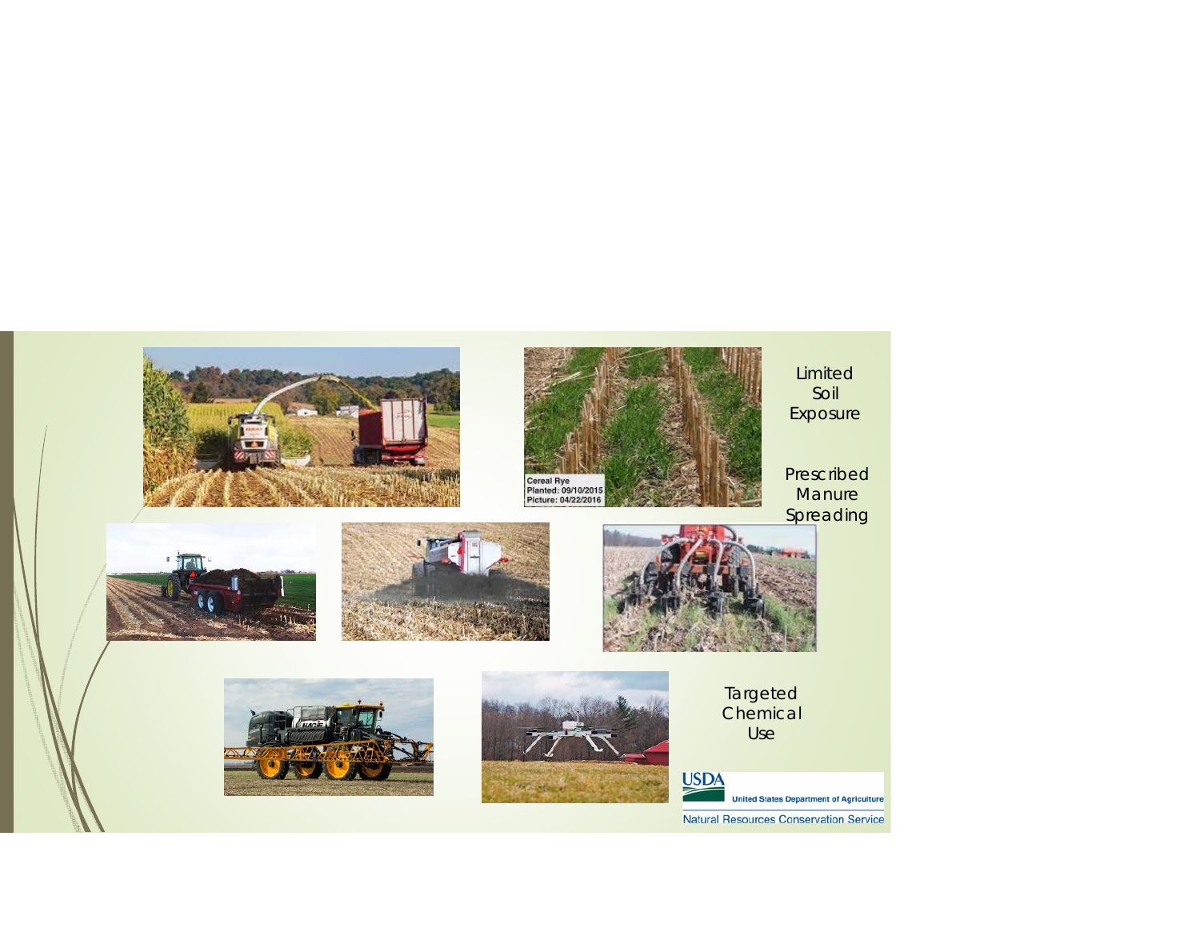Limited Soil Exposure

Prescribed Manure Spreading

Targeted Chemical Use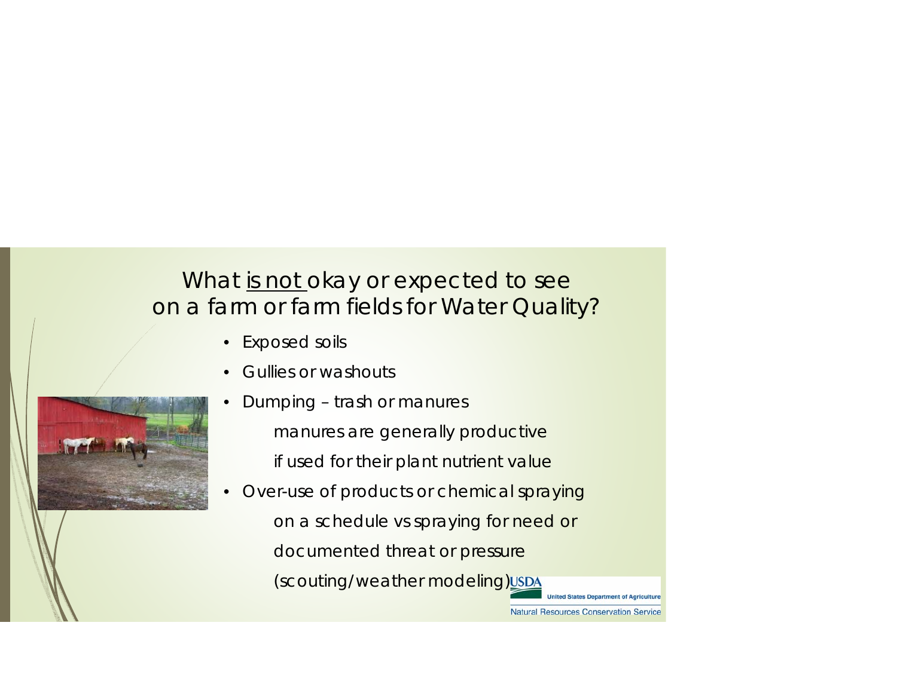## What <u>is not</u> okay or expected to see on a farm or farm fields for Water Quality?

- Exposed soils
- Gullies or washouts
- Dumping – trash or manures
  - manures are generally productive if used for their plant nutrient value
- Over-use of products or chemical spraying on a schedule vs spraying for need or documented threat or pressure (scouting/weather modeling)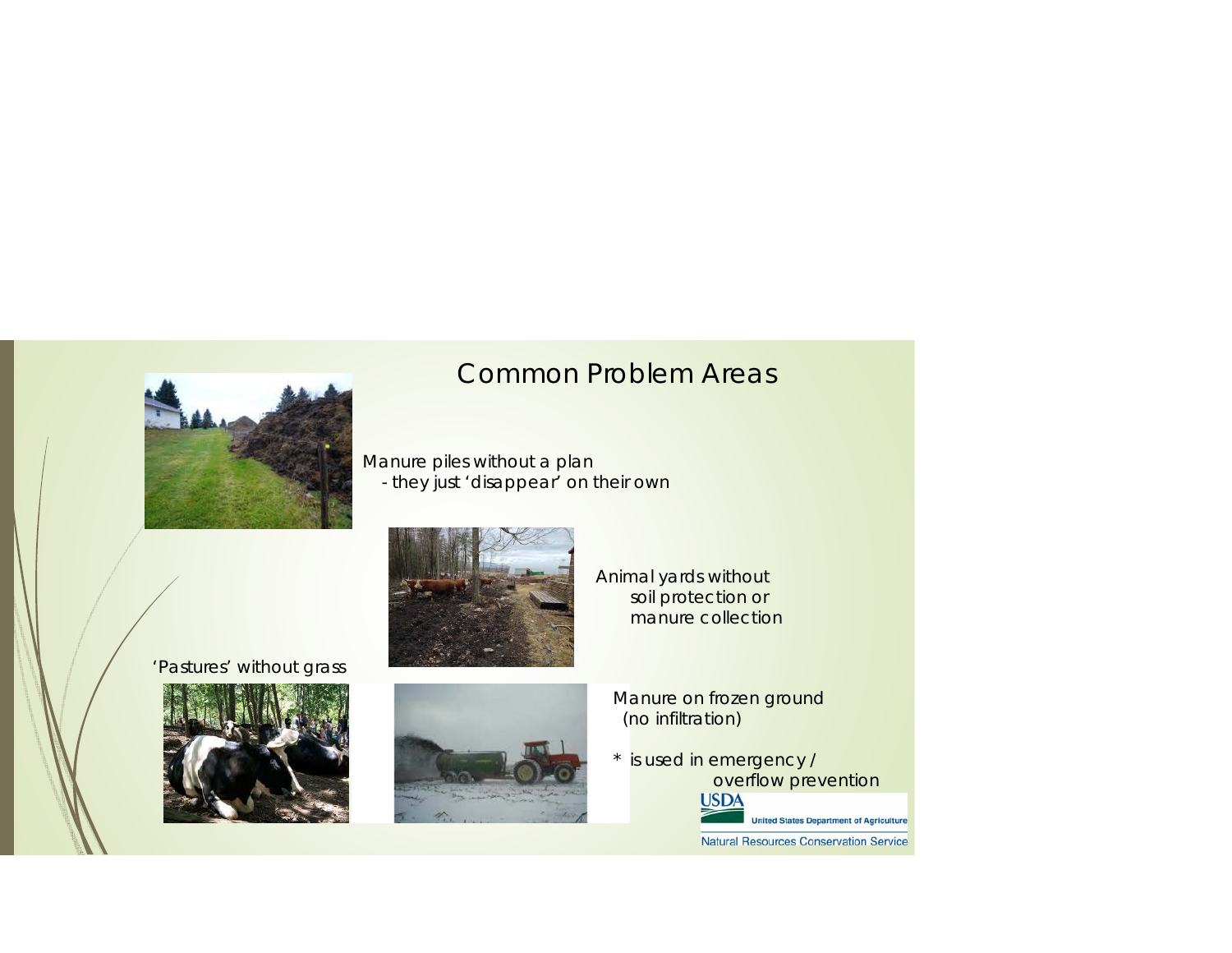# Common Problem Areas

Manure piles without a plan
- they just 'disappear' on their own

Animal yards without soil protection or manure collection

'Pastures' without grass

Manure on frozen ground (no infiltration)

* is used in emergency / overflow prevention

USDA United States Department of Agriculture
Natural Resources Conservation Service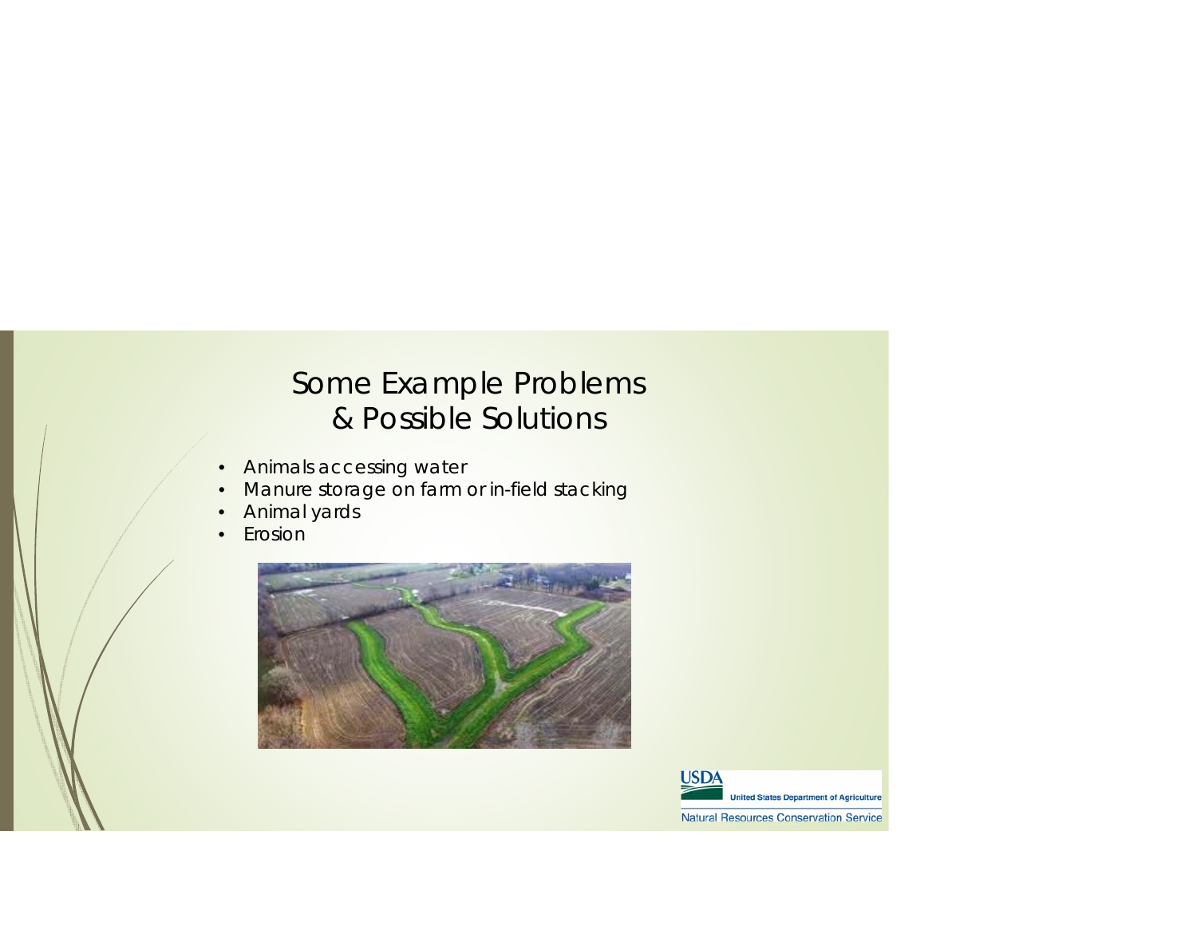# Some Example Problems & Possible Solutions

- Animals accessing water
- Manure storage on farm or in-field stacking
- Animal yards
- Erosion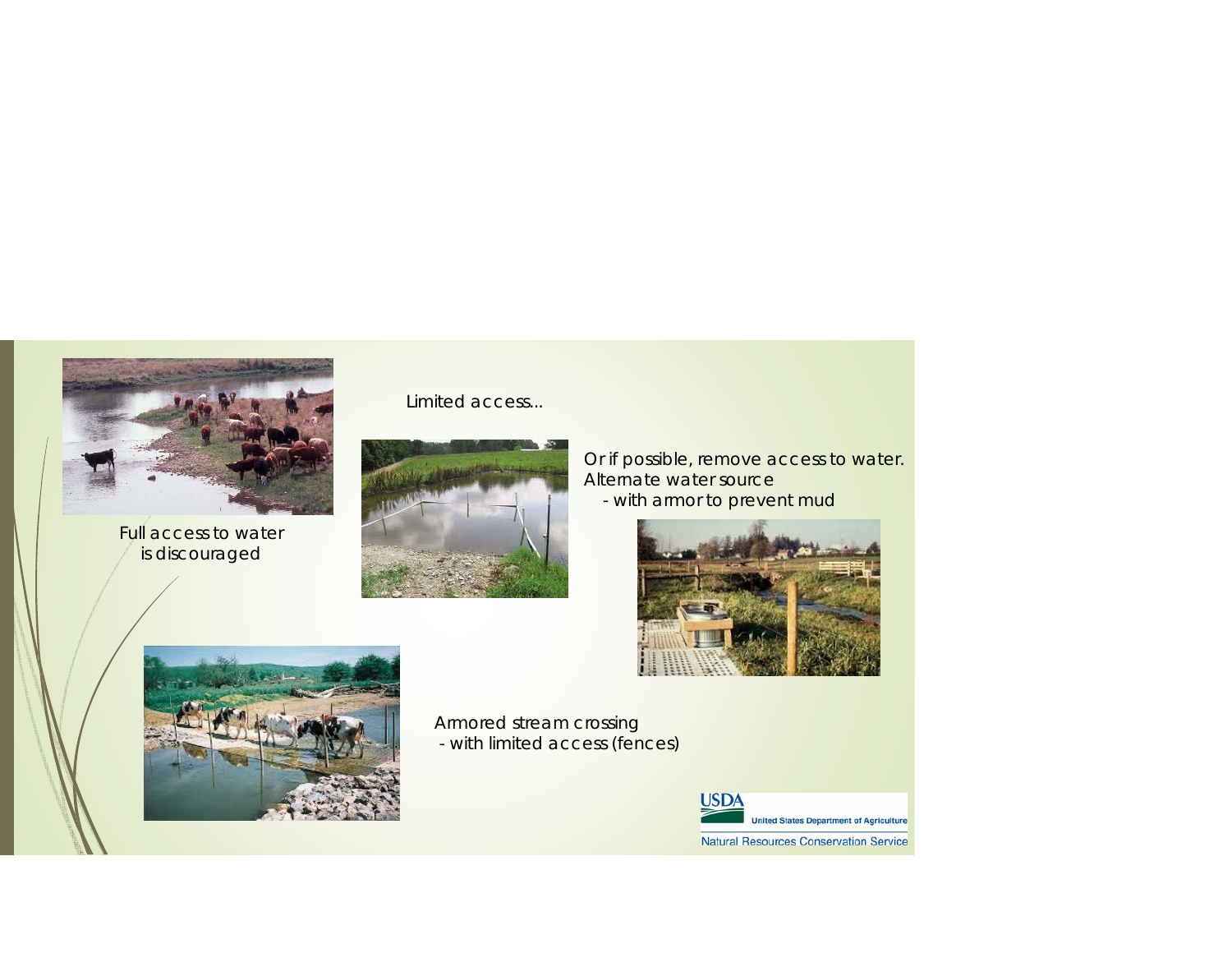Full access to water
is discouraged

Limited access...

Or if possible, remove access to water.
Alternate water source
- with armor to prevent mud

Armored stream crossing
- with limited access (fences)

USDA United States Department of Agriculture
Natural Resources Conservation Service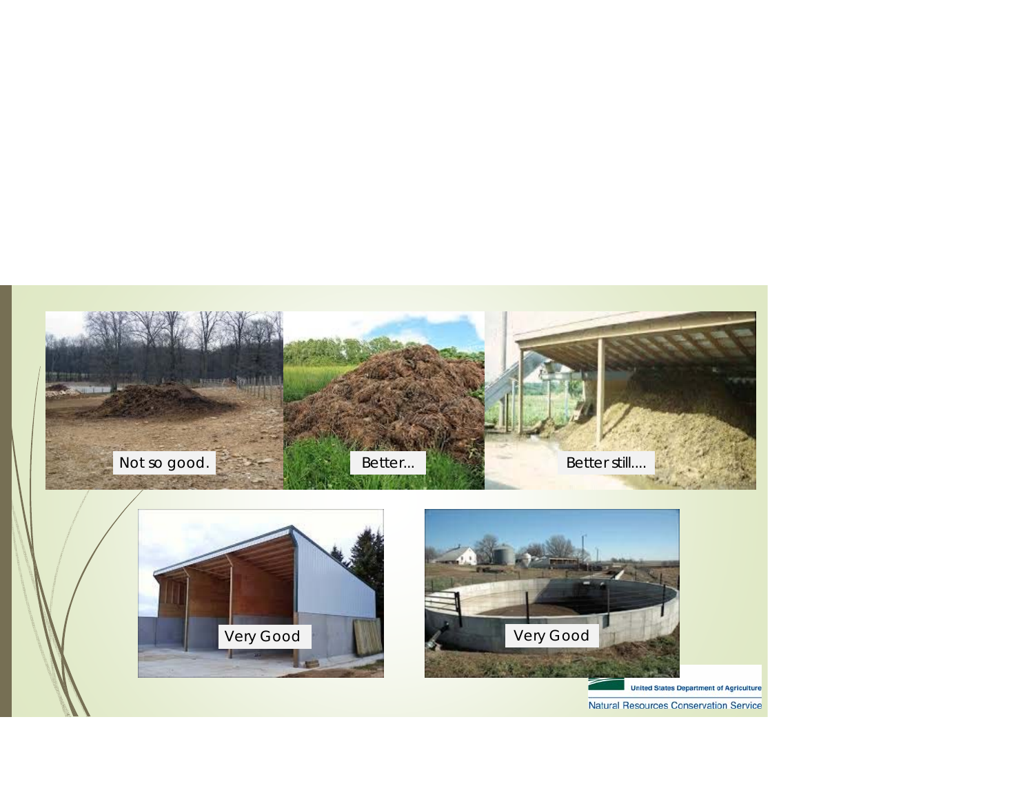Not so good.

Better...

Better still....

Very Good

Very Good

United States Department of Agriculture

Natural Resources Conservation Service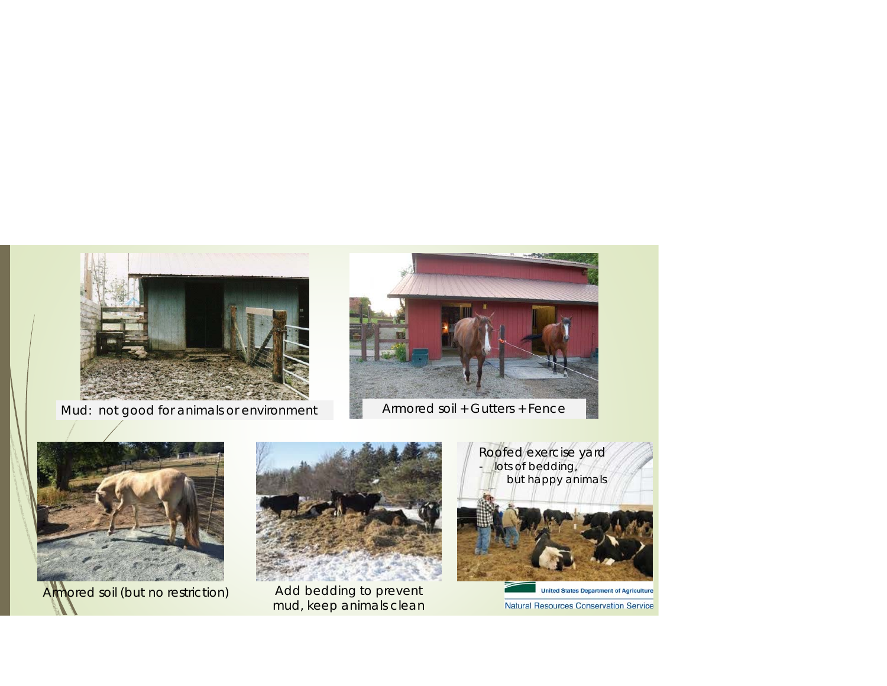Mud: not good for animals or environment

Armored soil + Gutters + Fence

Armored soil (but no restriction)

Add bedding to prevent mud, keep animals clean

Roofed exercise yard
- lots of bedding, but happy animals

United States Department of Agriculture
Natural Resources Conservation Service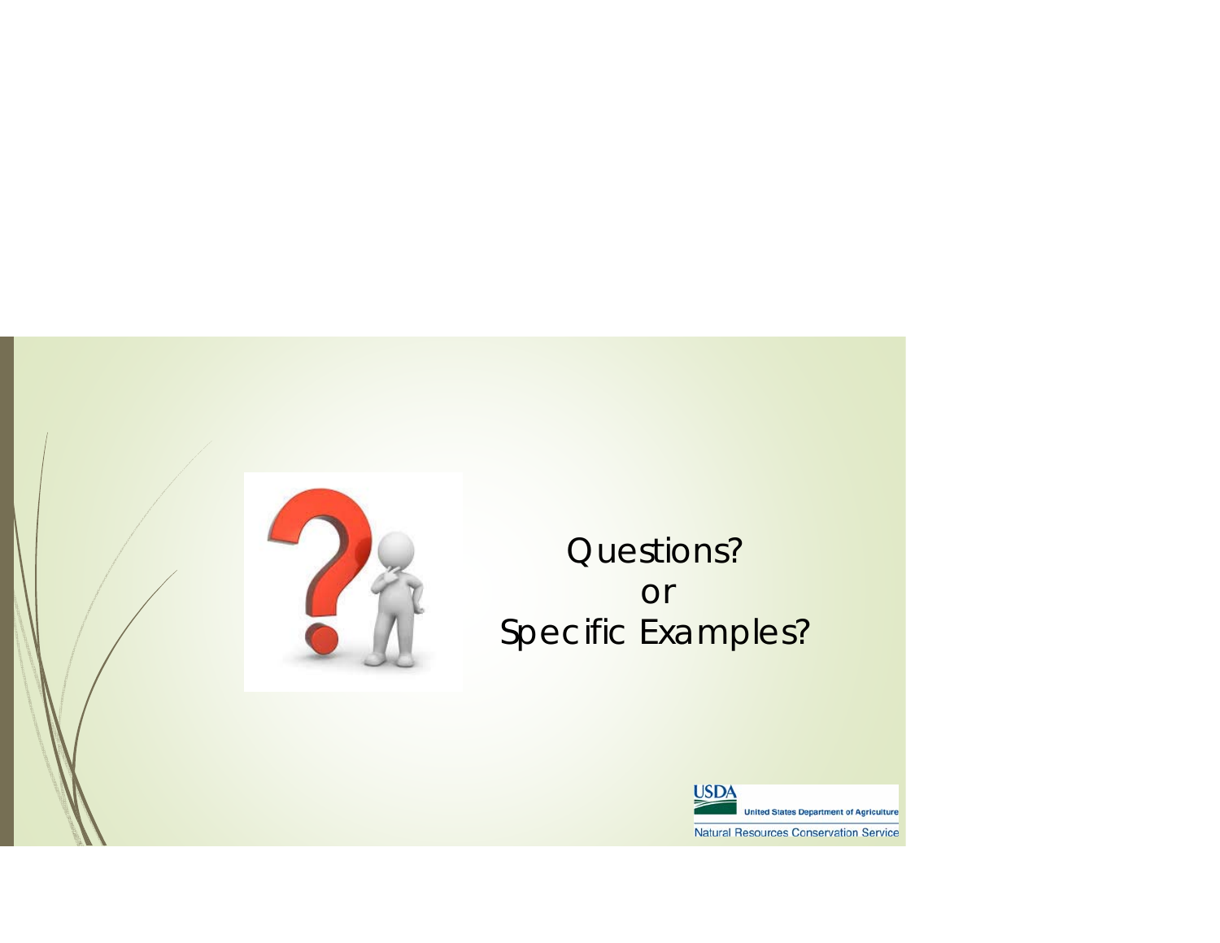Questions?
or
Specific Examples?

USDA United States Department of Agriculture
Natural Resources Conservation Service